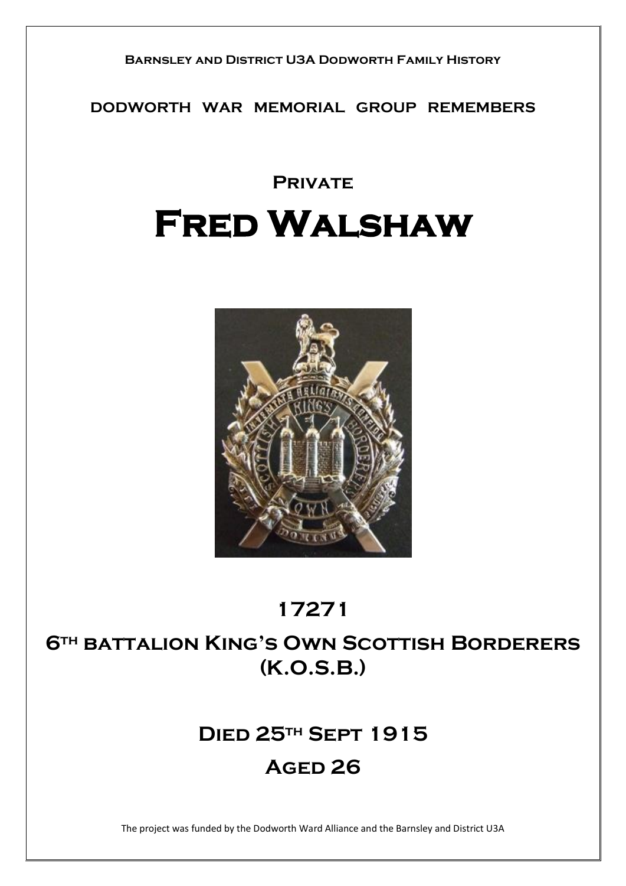**Barnsley and District U3A Dodworth Family History**

**DODWORTH WAR MEMORIAL GROUP REMEMBERS**

## Private

# Fred Walshaw

## 17271

## 6th battalion King's Own Scottish Borderers (K.O.S.B.)

## Died 25th Sept 1915

## Aged 26

The project was funded by the Dodworth Ward Alliance and the Barnsley and District U3A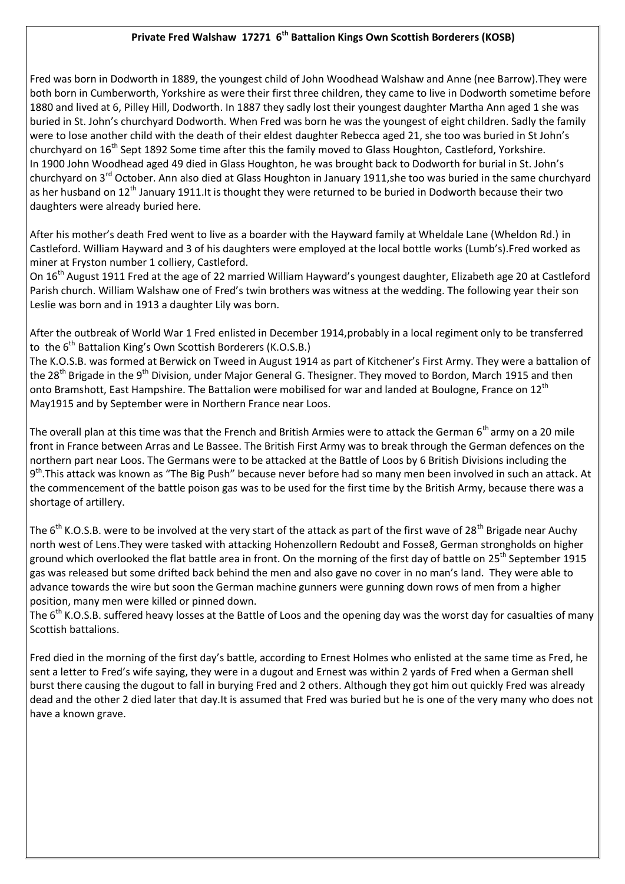**Private Fred Walshaw 17271 6th Battalion Kings Own Scottish Borderers (KOSB)**

Fred was born in Dodworth in 1889, the youngest child of John Woodhead Walshaw and Anne (nee Barrow).They were both born in Cumberworth, Yorkshire as were their first three children, they came to live in Dodworth sometime before 1880 and lived at 6, Pilley Hill, Dodworth. In 1887 they sadly lost their youngest daughter Martha Ann aged 1 she was buried in St. John's churchyard Dodworth. When Fred was born he was the youngest of eight children. Sadly the family were to lose another child with the death of their eldest daughter Rebecca aged 21, she too was buried in St John's churchyard on 16th Sept 1892 Some time after this the family moved to Glass Houghton, Castleford, Yorkshire. In 1900 John Woodhead aged 49 died in Glass Houghton, he was brought back to Dodworth for burial in St. John's churchyard on 3rd October. Ann also died at Glass Houghton in January 1911,she too was buried in the same churchyard as her husband on 12th January 1911.It is thought they were returned to be buried in Dodworth because their two daughters were already buried here.

After his mother's death Fred went to live as a boarder with the Hayward family at Wheldale Lane (Wheldon Rd.) in Castleford. William Hayward and 3 of his daughters were employed at the local bottle works (Lumb's).Fred worked as miner at Fryston number 1 colliery, Castleford.
On 16th August 1911 Fred at the age of 22 married William Hayward's youngest daughter, Elizabeth age 20 at Castleford Parish church. William Walshaw one of Fred's twin brothers was witness at the wedding. The following year their son Leslie was born and in 1913 a daughter Lily was born.

After the outbreak of World War 1 Fred enlisted in December 1914,probably in a local regiment only to be transferred to the 6th Battalion King's Own Scottish Borderers (K.O.S.B.)
The K.O.S.B. was formed at Berwick on Tweed in August 1914 as part of Kitchener's First Army. They were a battalion of the 28th Brigade in the 9th Division, under Major General G. Thesigner. They moved to Bordon, March 1915 and then onto Bramshott, East Hampshire. The Battalion were mobilised for war and landed at Boulogne, France on 12th May1915 and by September were in Northern France near Loos.

The overall plan at this time was that the French and British Armies were to attack the German 6th army on a 20 mile front in France between Arras and Le Bassee. The British First Army was to break through the German defences on the northern part near Loos. The Germans were to be attacked at the Battle of Loos by 6 British Divisions including the 9th.This attack was known as "The Big Push" because never before had so many men been involved in such an attack. At the commencement of the battle poison gas was to be used for the first time by the British Army, because there was a shortage of artillery.

The 6th K.O.S.B. were to be involved at the very start of the attack as part of the first wave of 28th Brigade near Auchy north west of Lens.They were tasked with attacking Hohenzollern Redoubt and Fosse8, German strongholds on higher ground which overlooked the flat battle area in front. On the morning of the first day of battle on 25th September 1915 gas was released but some drifted back behind the men and also gave no cover in no man's land. They were able to advance towards the wire but soon the German machine gunners were gunning down rows of men from a higher position, many men were killed or pinned down.
The 6th K.O.S.B. suffered heavy losses at the Battle of Loos and the opening day was the worst day for casualties of many Scottish battalions.

Fred died in the morning of the first day's battle, according to Ernest Holmes who enlisted at the same time as Fred, he sent a letter to Fred's wife saying, they were in a dugout and Ernest was within 2 yards of Fred when a German shell burst there causing the dugout to fall in burying Fred and 2 others. Although they got him out quickly Fred was already dead and the other 2 died later that day.It is assumed that Fred was buried but he is one of the very many who does not have a known grave.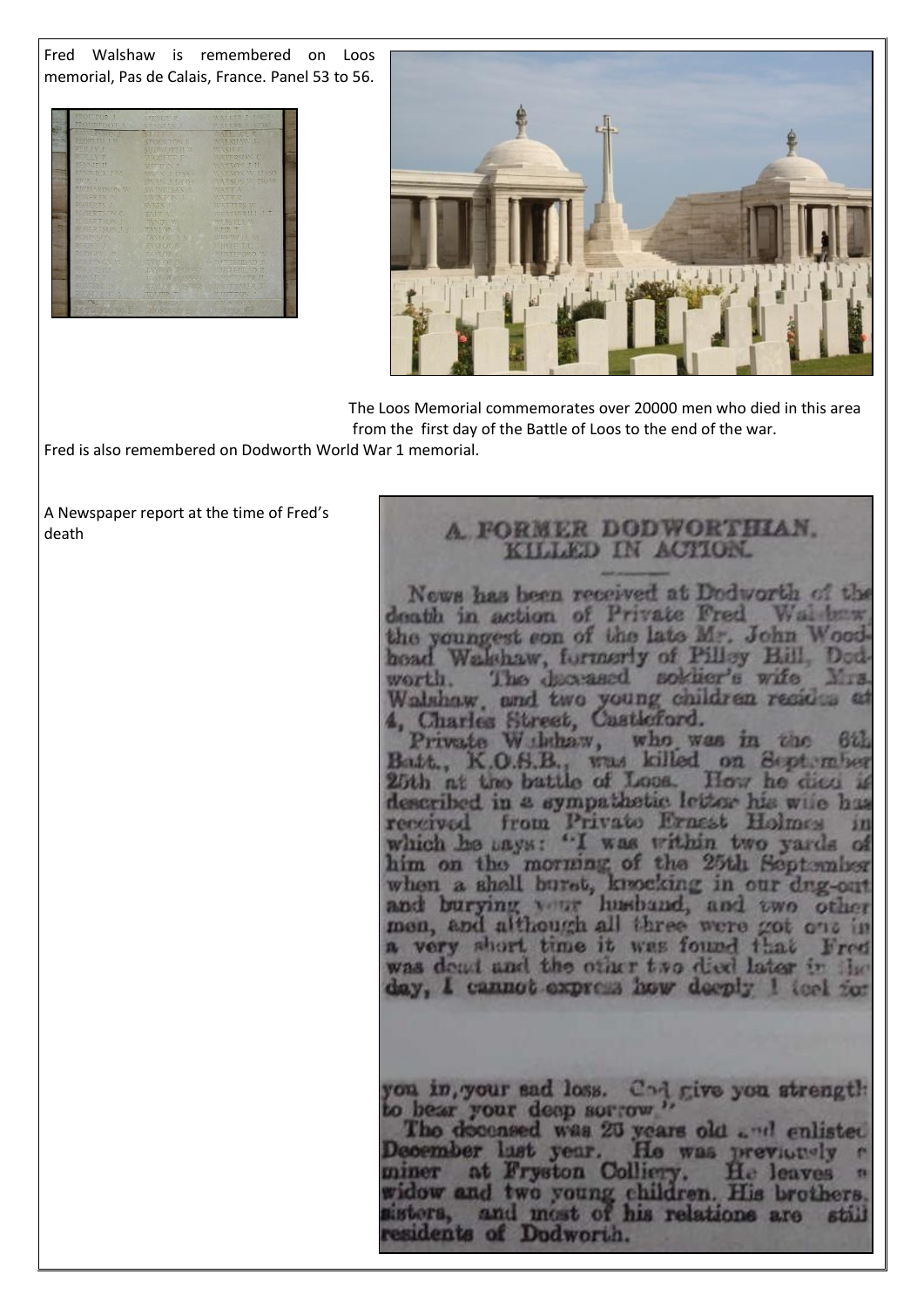Fred Walshaw is remembered on Loos memorial, Pas de Calais, France. Panel 53 to 56.

The Loos Memorial commemorates over 20000 men who died in this area from the first day of the Battle of Loos to the end of the war.

Fred is also remembered on Dodworth World War 1 memorial.

A Newspaper report at the time of Fred's death

## A FORMER DODWORTHIAN. KILLED IN ACTION.

News has been received at Dodworth of the death in action of Private Fred Walshaw, the youngest son of the late Mr. John Woodhead Walshaw, formerly of Pilley Hill, Dodworth. The deceased soldier's wife Mrs. Walshaw, and two young children reside at 4, Charles Street, Castleford.

Private Walshaw, who was in the 6th Batt., K.O.S.B., was killed on September 25th at the battle of Loos. How he died is described in a sympathetic letter his wife has received from Private Ernest Holmes in which he says: "I was within two yards of him on the morning of the 25th September when a shell burst, knocking in our dug-out and burying your husband, and two other men, and although all three were got out in a very short time it was found that Fred was dead and the other two died later in the day. I cannot express how deeply I feel for you in your sad loss. God give you strength to bear your deep sorrow."

The deceased was 25 years old and enlisted December last year. He was previously a miner at Fryston Colliery. He leaves a widow and two young children. His brothers, sisters, and most of his relations are still residents of Dodworth.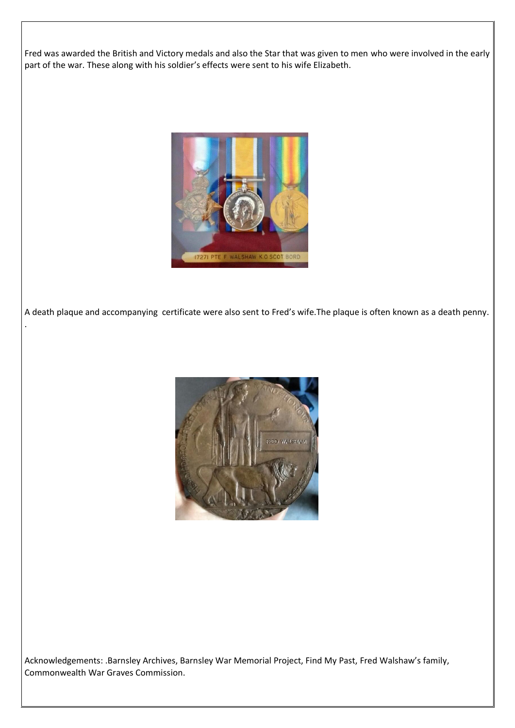Fred was awarded the British and Victory medals and also the Star that was given to men who were involved in the early part of the war. These along with his soldier's effects were sent to his wife Elizabeth.

A death plaque and accompanying certificate were also sent to Fred's wife.The plaque is often known as a death penny.

.

Acknowledgements: .Barnsley Archives, Barnsley War Memorial Project, Find My Past, Fred Walshaw's family, Commonwealth War Graves Commission.